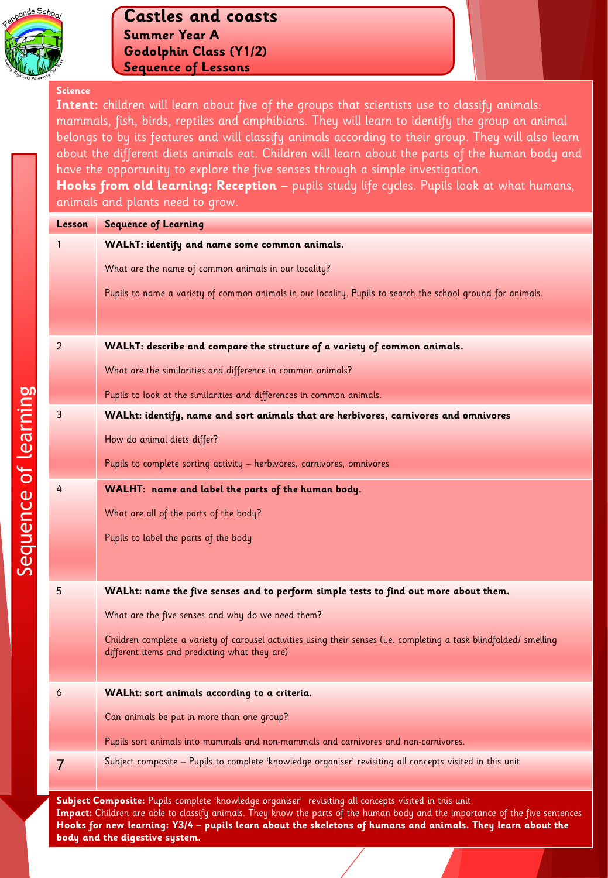# Castles and coasts

**Summer Year A**
**Godolphin Class (Y1/2)**
**Sequence of Lessons**

**Science**

**Intent:** children will learn about five of the groups that scientists use to classify animals: mammals, fish, birds, reptiles and amphibians. They will learn to identify the group an animal belongs to by its features and will classify animals according to their group. They will also learn about the different diets animals eat. Children will learn about the parts of the human body and have the opportunity to explore the five senses through a simple investigation.

**Hooks from old learning: Reception –** pupils study life cycles. Pupils look at what humans, animals and plants need to grow.

Sequence of learning

| Lesson | Sequence of Learning |
| --- | --- |
| 1 | **WALhT: identify and name some common animals.**<br><br>What are the name of common animals in our locality?<br><br>Pupils to name a variety of common animals in our locality. Pupils to search the school ground for animals. |
| 2 | **WALhT: describe and compare the structure of a variety of common animals.**<br><br>What are the similarities and difference in common animals?<br><br>Pupils to look at the similarities and differences in common animals. |
| 3 | **WALht: identify, name and sort animals that are herbivores, carnivores and omnivores**<br><br>How do animal diets differ?<br><br>Pupils to complete sorting activity – herbivores, carnivores, omnivores |
| 4 | **WALHT: name and label the parts of the human body.**<br><br>What are all of the parts of the body?<br><br>Pupils to label the parts of the body |
| 5 | **WALht: name the five senses and to perform simple tests to find out more about them.**<br><br>What are the five senses and why do we need them?<br><br>Children complete a variety of carousel activities using their senses (i.e. completing a task blindfolded/ smelling different items and predicting what they are) |
| 6 | **WALht: sort animals according to a criteria.**<br><br>Can animals be put in more than one group?<br><br>Pupils sort animals into mammals and non-mammals and carnivores and non-carnivores. |
| 7 | Subject composite – Pupils to complete 'knowledge organiser' revisiting all concepts visited in this unit |

**Subject Composite:** Pupils complete 'knowledge organiser' revisiting all concepts visited in this unit

**Impact:** Children are able to classify animals. They know the parts of the human body and the importance of the five sentences

**Hooks for new learning: Y3/4 – pupils learn about the skeletons of humans and animals. They learn about the body and the digestive system.**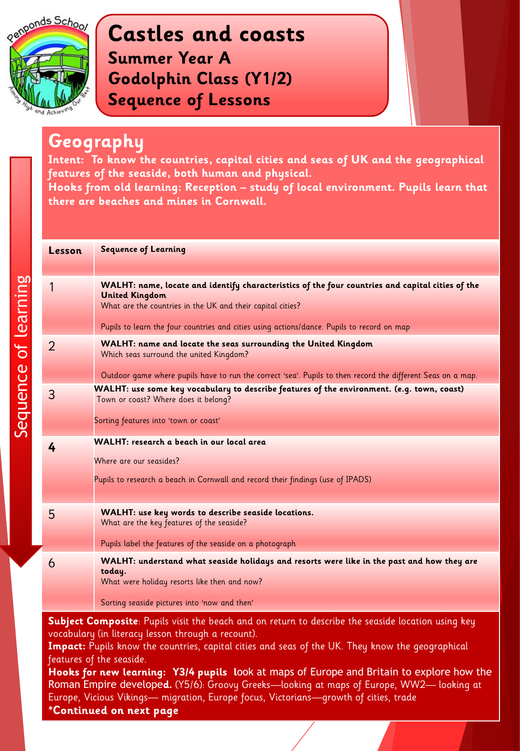# Castles and coasts

**Summer Year A**

**Godolphin Class (Y1/2)**

**Sequence of Lessons**

## Geography

**Intent: To know the countries, capital cities and seas of UK and the geographical features of the seaside, both human and physical.**

**Hooks from old learning: Reception – study of local environment. Pupils learn that there are beaches and mines in Cornwall.**

| Lesson | Sequence of Learning |
|---|---|
| 1 | **WALHT: name, locate and identify characteristics of the four countries and capital cities of the United Kingdom**<br>What are the countries in the UK and their capital cities?<br><br>Pupils to learn the four countries and cities using actions/dance. Pupils to record on map |
| 2 | **WALHT: name and locate the seas surrounding the United Kingdom**<br>Which seas surround the united Kingdom?<br><br>Outdoor game where pupils have to run the correct 'sea'. Pupils to then record the different Seas on a map. |
| 3 | **WALHT: use some key vocabulary to describe features of the environment. (e.g. town, coast)**<br>Town or coast? Where does it belong?<br><br>Sorting features into 'town or coast' |
| **4** | **WALHT: research a beach in our local area**<br><br>Where are our seasides?<br><br>Pupils to research a beach in Cornwall and record their findings (use of IPADS) |
| 5 | **WALHT: use key words to describe seaside locations.**<br>What are the key features of the seaside?<br><br>Pupils label the features of the seaside on a photograph |
| 6 | **WALHT: understand what seaside holidays and resorts were like in the past and how they are today.**<br>What were holiday resorts like then and now?<br><br>Sorting seaside pictures into 'now and then' |

**Subject Composite**: Pupils visit the beach and on return to describe the seaside location using key vocabulary (in literacy lesson through a recount).

**Impact:** Pupils know the countries, capital cities and seas of the UK. They know the geographical features of the seaside.

**Hooks for new learning: Y3/4 pupils l**ook at maps of Europe and Britain to explore how the Roman Empire develope**d.** (Y5/6): Groovy Greeks—looking at maps of Europe, WW2— looking at Europe, Vicious Vikings— migration, Europe focus, Victorians—growth of cities, trade

***Continued on next page**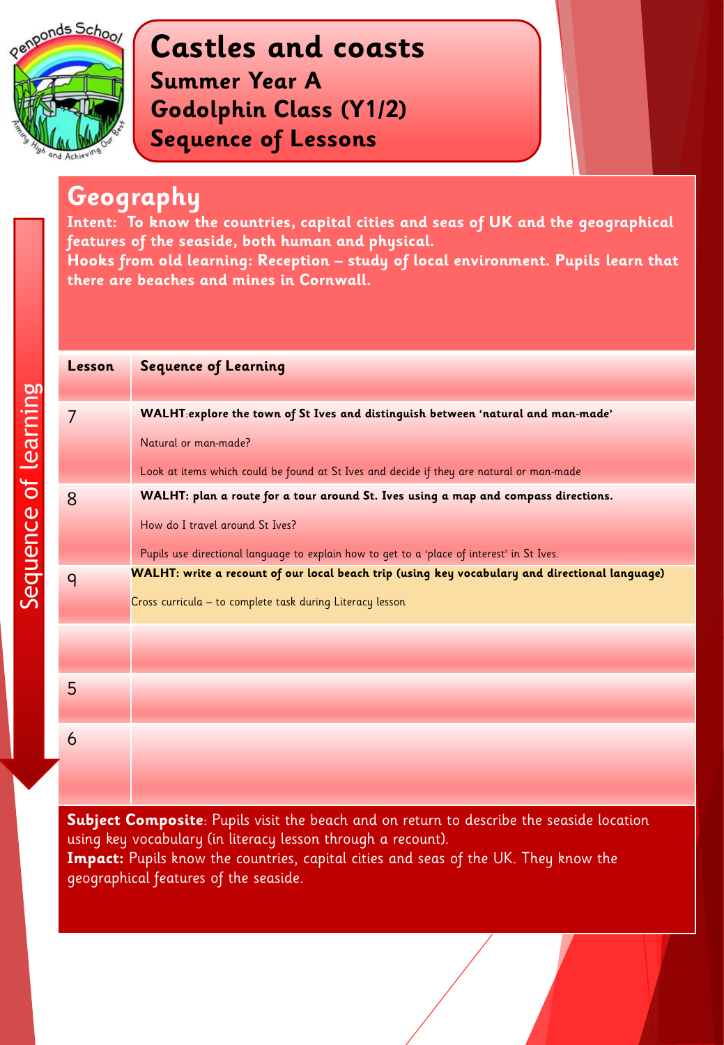# Castles and coasts

## Summer Year A

## Godolphin Class (Y1/2)

## Sequence of Lessons

## Geography

**Intent: To know the countries, capital cities and seas of UK and the geographical features of the seaside, both human and physical.**

**Hooks from old learning: Reception – study of local environment. Pupils learn that there are beaches and mines in Cornwall.**

Sequence of learning

| Lesson | Sequence of Learning |
|---|---|
| 7 | **WALHT:explore the town of St Ives and distinguish between 'natural and man-made'**<br>Natural or man-made?<br>Look at items which could be found at St Ives and decide if they are natural or man-made |
| 8 | **WALHT: plan a route for a tour around St. Ives using a map and compass directions.**<br>How do I travel around St Ives?<br>Pupils use directional language to explain how to get to a 'place of interest' in St Ives. |
| 9 | **WALHT: write a recount of our local beach trip (using key vocabulary and directional language)**<br>Cross curricula – to complete task during Literacy lesson |
| | |
| 5 | |
| 6 | |

**Subject Composite**: Pupils visit the beach and on return to describe the seaside location using key vocabulary (in literacy lesson through a recount).

**Impact:** Pupils know the countries, capital cities and seas of the UK. They know the geographical features of the seaside.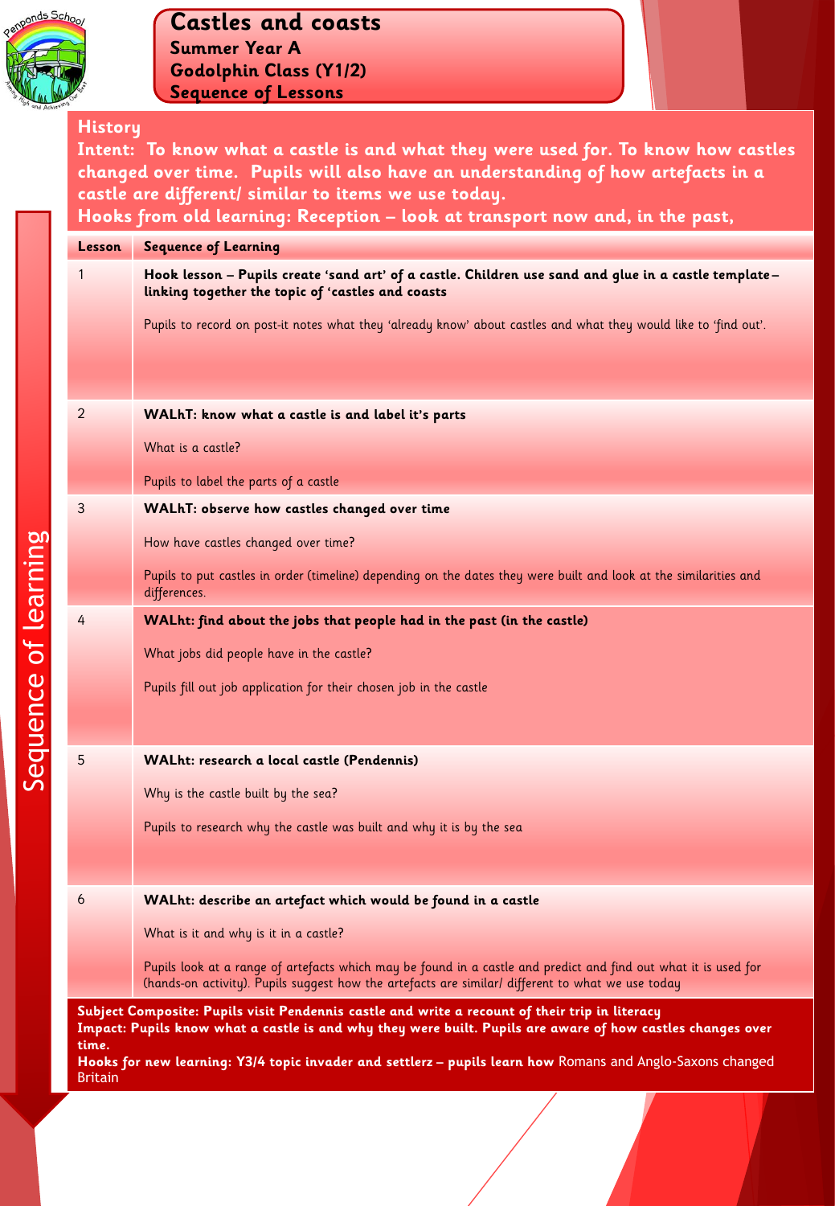# Castles and coasts

**Summer Year A**
**Godolphin Class (Y1/2)**
**Sequence of Lessons**

## History

**Intent: To know what a castle is and what they were used for. To know how castles changed over time. Pupils will also have an understanding of how artefacts in a castle are different/ similar to items we use today.**

**Hooks from old learning: Reception – look at transport now and, in the past,**

Sequence of learning

| Lesson | Sequence of Learning |
|---|---|
| 1 | **Hook lesson – Pupils create 'sand art' of a castle. Children use sand and glue in a castle template– linking together the topic of 'castles and coasts**<br><br>Pupils to record on post-it notes what they 'already know' about castles and what they would like to 'find out'. |
| 2 | **WALhT: know what a castle is and label it's parts**<br><br>What is a castle?<br><br>Pupils to label the parts of a castle |
| 3 | **WALhT: observe how castles changed over time**<br><br>How have castles changed over time?<br><br>Pupils to put castles in order (timeline) depending on the dates they were built and look at the similarities and differences. |
| 4 | **WALht: find about the jobs that people had in the past (in the castle)**<br><br>What jobs did people have in the castle?<br><br>Pupils fill out job application for their chosen job in the castle |
| 5 | **WALht: research a local castle (Pendennis)**<br><br>Why is the castle built by the sea?<br><br>Pupils to research why the castle was built and why it is by the sea |
| 6 | **WALht: describe an artefact which would be found in a castle**<br><br>What is it and why is it in a castle?<br><br>Pupils look at a range of artefacts which may be found in a castle and predict and find out what it is used for (hands-on activity). Pupils suggest how the artefacts are similar/ different to what we use today |

**Subject Composite: Pupils visit Pendennis castle and write a recount of their trip in literacy**
**Impact: Pupils know what a castle is and why they were built. Pupils are aware of how castles changes over time.**
**Hooks for new learning: Y3/4 topic invader and settlerz – pupils learn how** Romans and Anglo-Saxons changed Britain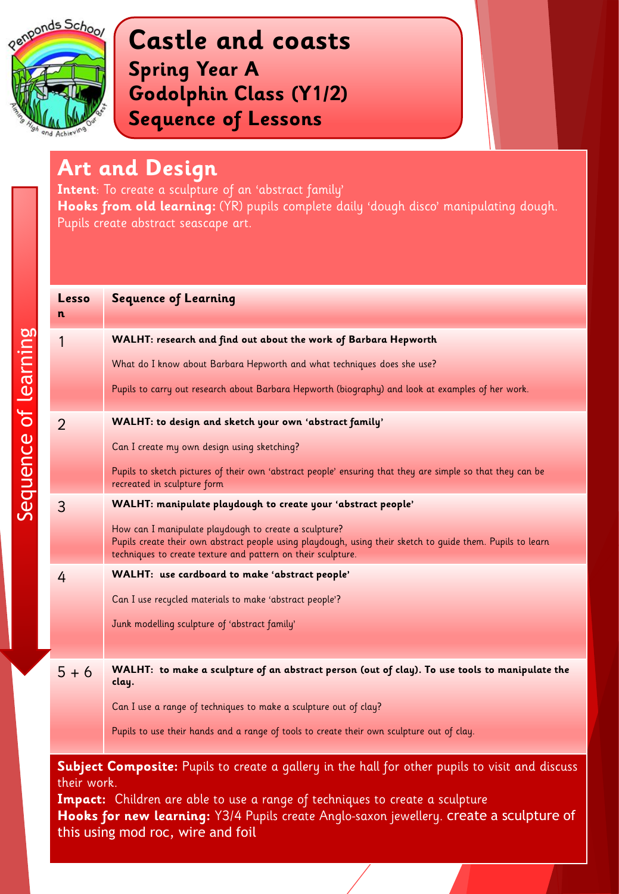# Castle and coasts

## Spring Year A

## Godolphin Class (Y1/2)

## Sequence of Lessons

## Art and Design

**Intent**: To create a sculpture of an 'abstract family'

**Hooks from old learning:** (YR) pupils complete daily 'dough disco' manipulating dough. Pupils create abstract seascape art.

Sequence of learning

| Lesson | Sequence of Learning |
|---|---|
| 1 | **WALHT: research and find out about the work of Barbara Hepworth**<br><br>What do I know about Barbara Hepworth and what techniques does she use?<br><br>Pupils to carry out research about Barbara Hepworth (biography) and look at examples of her work. |
| 2 | **WALHT: to design and sketch your own 'abstract family'**<br><br>Can I create my own design using sketching?<br><br>Pupils to sketch pictures of their own 'abstract people' ensuring that they are simple so that they can be recreated in sculpture form |
| 3 | **WALHT: manipulate playdough to create your 'abstract people'**<br><br>How can I manipulate playdough to create a sculpture?<br>Pupils create their own abstract people using playdough, using their sketch to guide them. Pupils to learn techniques to create texture and pattern on their sculpture. |
| 4 | **WALHT: use cardboard to make 'abstract people'**<br><br>Can I use recycled materials to make 'abstract people'?<br><br>Junk modelling sculpture of 'abstract family' |
| 5 + 6 | **WALHT: to make a sculpture of an abstract person (out of clay). To use tools to manipulate the clay.**<br><br>Can I use a range of techniques to make a sculpture out of clay?<br><br>Pupils to use their hands and a range of tools to create their own sculpture out of clay. |

**Subject Composite:** Pupils to create a gallery in the hall for other pupils to visit and discuss their work.

**Impact:** Children are able to use a range of techniques to create a sculpture

**Hooks for new learning:** Y3/4 Pupils create Anglo-saxon jewellery. create a sculpture of this using mod roc, wire and foil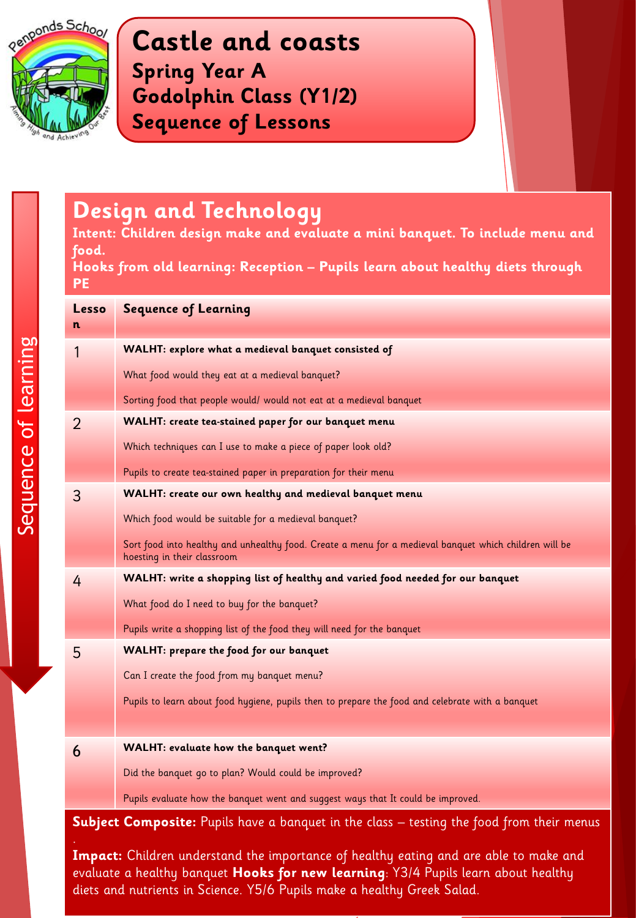# Castle and coasts

## Spring Year A

## Godolphin Class (Y1/2)

## Sequence of Lessons

Sequence of learning

## Design and Technology

**Intent: Children design make and evaluate a mini banquet. To include menu and food.**

**Hooks from old learning: Reception – Pupils learn about healthy diets through PE**

| Lesson | Sequence of Learning |
|---|---|
| 1 | **WALHT: explore what a medieval banquet consisted of**<br>What food would they eat at a medieval banquet?<br>Sorting food that people would/ would not eat at a medieval banquet |
| 2 | **WALHT: create tea-stained paper for our banquet menu**<br>Which techniques can I use to make a piece of paper look old?<br>Pupils to create tea-stained paper in preparation for their menu |
| 3 | **WALHT: create our own healthy and medieval banquet menu**<br>Which food would be suitable for a medieval banquet?<br>Sort food into healthy and unhealthy food. Create a menu for a medieval banquet which children will be hoesting in their classroom |
| 4 | **WALHT: write a shopping list of healthy and varied food needed for our banquet**<br>What food do I need to buy for the banquet?<br>Pupils write a shopping list of the food they will need for the banquet |
| 5 | **WALHT: prepare the food for our banquet**<br>Can I create the food from my banquet menu?<br>Pupils to learn about food hygiene, pupils then to prepare the food and celebrate with a banquet |
| 6 | **WALHT: evaluate how the banquet went?**<br>Did the banquet go to plan? Would could be improved?<br>Pupils evaluate how the banquet went and suggest ways that It could be improved. |

**Subject Composite:** Pupils have a banquet in the class – testing the food from their menus .

**Impact:** Children understand the importance of healthy eating and are able to make and evaluate a healthy banquet **Hooks for new learning**: Y3/4 Pupils learn about healthy diets and nutrients in Science. Y5/6 Pupils make a healthy Greek Salad.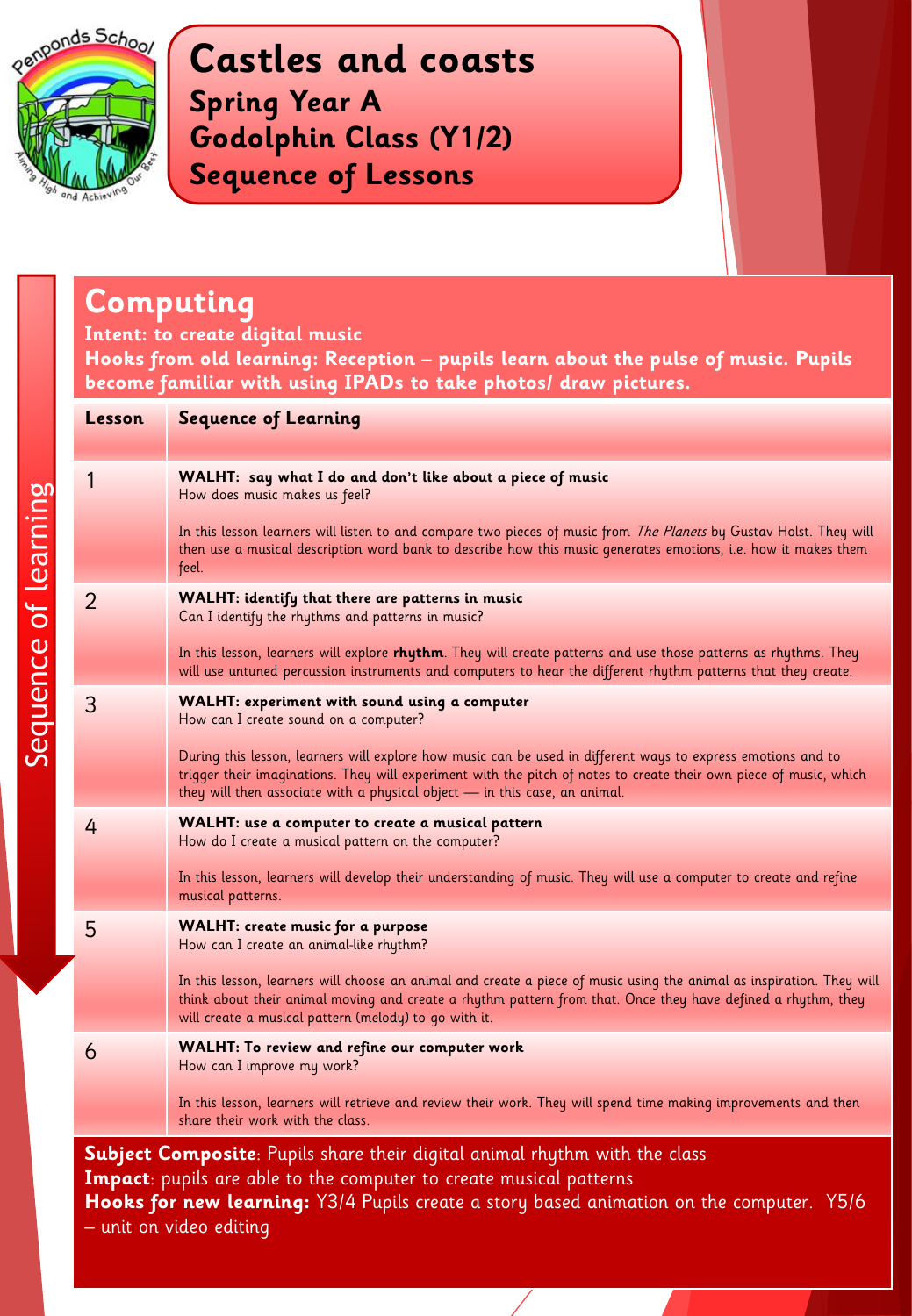# Castles and coasts

## Spring Year A

## Godolphin Class (Y1/2)

## Sequence of Lessons

## Computing

**Intent: to create digital music**

**Hooks from old learning: Reception – pupils learn about the pulse of music. Pupils become familiar with using IPADs to take photos/ draw pictures.**

Sequence of learning

| Lesson | Sequence of Learning |
|---|---|
| 1 | **WALHT: say what I do and don't like about a piece of music**<br>How does music makes us feel?<br><br>In this lesson learners will listen to and compare two pieces of music from *The Planets* by Gustav Holst. They will then use a musical description word bank to describe how this music generates emotions, i.e. how it makes them feel. |
| 2 | **WALHT: identify that there are patterns in music**<br>Can I identify the rhythms and patterns in music?<br><br>In this lesson, learners will explore **rhythm**. They will create patterns and use those patterns as rhythms. They will use untuned percussion instruments and computers to hear the different rhythm patterns that they create. |
| 3 | **WALHT: experiment with sound using a computer**<br>How can I create sound on a computer?<br><br>During this lesson, learners will explore how music can be used in different ways to express emotions and to trigger their imaginations. They will experiment with the pitch of notes to create their own piece of music, which they will then associate with a physical object — in this case, an animal. |
| 4 | **WALHT: use a computer to create a musical pattern**<br>How do I create a musical pattern on the computer?<br><br>In this lesson, learners will develop their understanding of music. They will use a computer to create and refine musical patterns. |
| 5 | **WALHT: create music for a purpose**<br>How can I create an animal-like rhythm?<br><br>In this lesson, learners will choose an animal and create a piece of music using the animal as inspiration. They will think about their animal moving and create a rhythm pattern from that. Once they have defined a rhythm, they will create a musical pattern (melody) to go with it. |
| 6 | **WALHT: To review and refine our computer work**<br>How can I improve my work?<br><br>In this lesson, learners will retrieve and review their work. They will spend time making improvements and then share their work with the class. |

**Subject Composite**: Pupils share their digital animal rhythm with the class

**Impact**: pupils are able to the computer to create musical patterns

**Hooks for new learning:** Y3/4 Pupils create a story based animation on the computer. Y5/6 – unit on video editing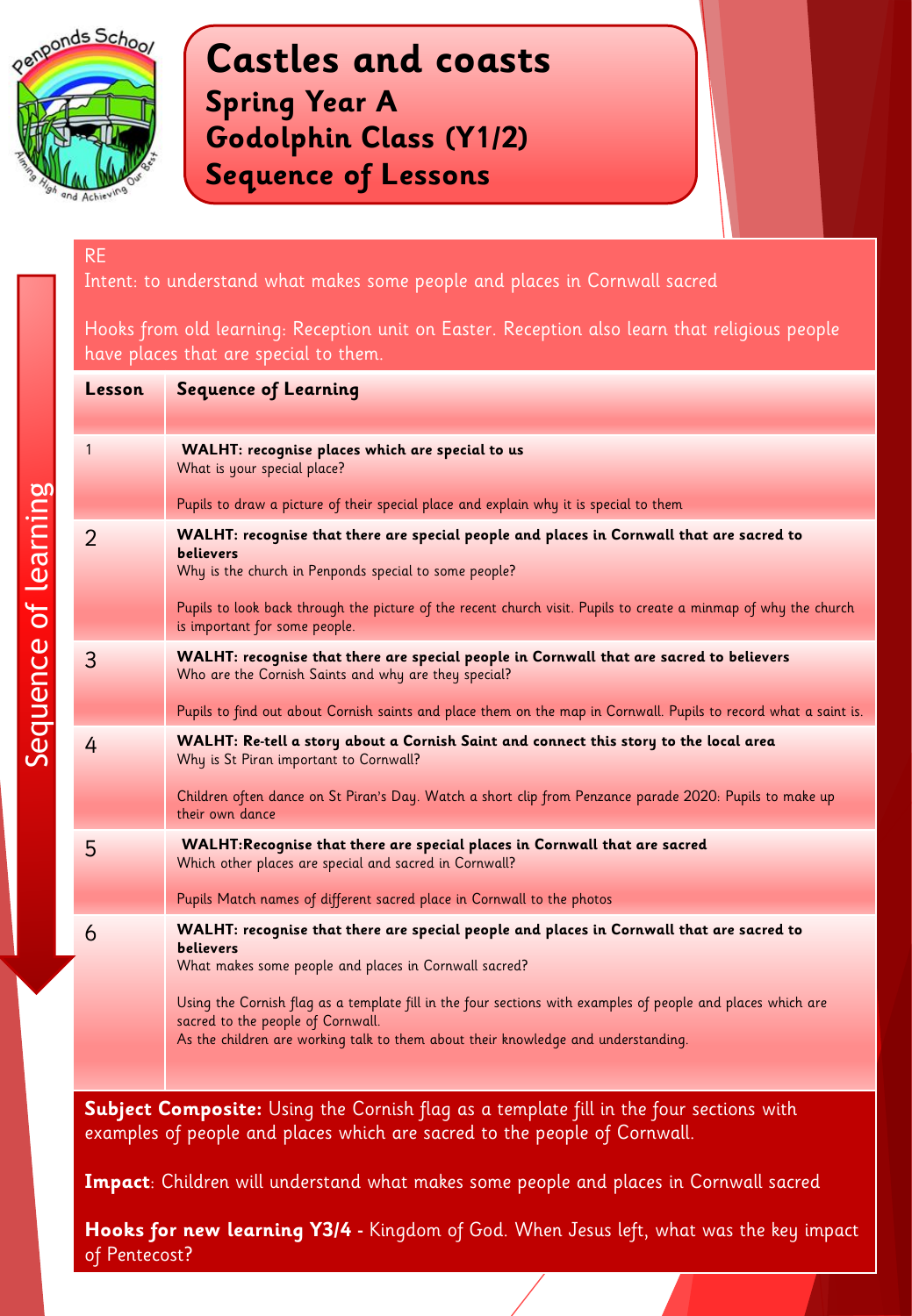# Castles and coasts

## Spring Year A

## Godolphin Class (Y1/2)

## Sequence of Lessons

RE

Intent: to understand what makes some people and places in Cornwall sacred

Hooks from old learning: Reception unit on Easter. Reception also learn that religious people have places that are special to them.

Sequence of learning

| Lesson | Sequence of Learning |
|---|---|
| 1 | **WALHT: recognise places which are special to us**<br>What is your special place?<br><br>Pupils to draw a picture of their special place and explain why it is special to them |
| 2 | **WALHT: recognise that there are special people and places in Cornwall that are sacred to believers**<br>Why is the church in Penponds special to some people?<br><br>Pupils to look back through the picture of the recent church visit. Pupils to create a minmap of why the church is important for some people. |
| 3 | **WALHT: recognise that there are special people in Cornwall that are sacred to believers**<br>Who are the Cornish Saints and why are they special?<br><br>Pupils to find out about Cornish saints and place them on the map in Cornwall. Pupils to record what a saint is. |
| 4 | **WALHT: Re-tell a story about a Cornish Saint and connect this story to the local area**<br>Why is St Piran important to Cornwall?<br><br>Children often dance on St Piran's Day. Watch a short clip from Penzance parade 2020: Pupils to make up their own dance |
| 5 | **WALHT:Recognise that there are special places in Cornwall that are sacred**<br>Which other places are special and sacred in Cornwall?<br><br>Pupils Match names of different sacred place in Cornwall to the photos |
| 6 | **WALHT: recognise that there are special people and places in Cornwall that are sacred to believers**<br>What makes some people and places in Cornwall sacred?<br><br>Using the Cornish flag as a template fill in the four sections with examples of people and places which are sacred to the people of Cornwall.<br>As the children are working talk to them about their knowledge and understanding. |

**Subject Composite:** Using the Cornish flag as a template fill in the four sections with examples of people and places which are sacred to the people of Cornwall.

**Impact**: Children will understand what makes some people and places in Cornwall sacred

**Hooks for new learning Y3/4 -** Kingdom of God. When Jesus left, what was the key impact of Pentecost?